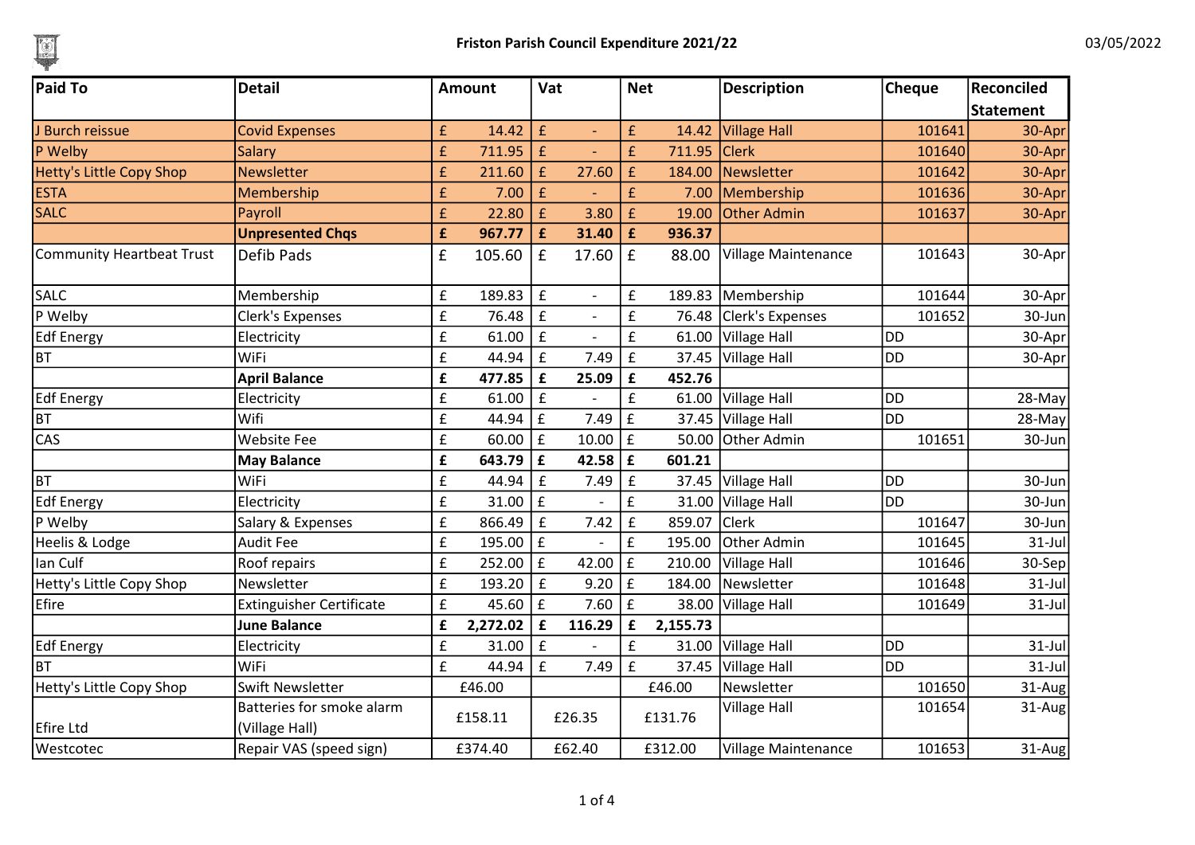# Friston Parish Council Expenditure 2021/22

03/05/2022

| Paid To | Detail | Amount | Vat | Net | Description | Cheque | Reconciled Statement |
|---|---|---|---|---|---|---|---|
| J Burch reissue | Covid Expenses | £ 14.42 | £ - | £ 14.42 | Village Hall | 101641 | 30-Apr |
| P Welby | Salary | £ 711.95 | £ - | £ 711.95 | Clerk | 101640 | 30-Apr |
| Hetty's Little Copy Shop | Newsletter | £ 211.60 | £ 27.60 | £ 184.00 | Newsletter | 101642 | 30-Apr |
| ESTA | Membership | £ 7.00 | £ - | £ 7.00 | Membership | 101636 | 30-Apr |
| SALC | Payroll | £ 22.80 | £ 3.80 | £ 19.00 | Other Admin | 101637 | 30-Apr |
| | **Unpresented Chqs** | **£ 967.77** | **£ 31.40** | **£ 936.37** | | | |
| Community Heartbeat Trust | Defib Pads | £ 105.60 | £ 17.60 | £ 88.00 | Village Maintenance | 101643 | 30-Apr |
| SALC | Membership | £ 189.83 | £ - | £ 189.83 | Membership | 101644 | 30-Apr |
| P Welby | Clerk's Expenses | £ 76.48 | £ - | £ 76.48 | Clerk's Expenses | 101652 | 30-Jun |
| Edf Energy | Electricity | £ 61.00 | £ - | £ 61.00 | Village Hall | DD | 30-Apr |
| BT | WiFi | £ 44.94 | £ 7.49 | £ 37.45 | Village Hall | DD | 30-Apr |
| | **April Balance** | **£ 477.85** | **£ 25.09** | **£ 452.76** | | | |
| Edf Energy | Electricity | £ 61.00 | £ - | £ 61.00 | Village Hall | DD | 28-May |
| BT | Wifi | £ 44.94 | £ 7.49 | £ 37.45 | Village Hall | DD | 28-May |
| CAS | Website Fee | £ 60.00 | £ 10.00 | £ 50.00 | Other Admin | 101651 | 30-Jun |
| | **May Balance** | **£ 643.79** | **£ 42.58** | **£ 601.21** | | | |
| BT | WiFi | £ 44.94 | £ 7.49 | £ 37.45 | Village Hall | DD | 30-Jun |
| Edf Energy | Electricity | £ 31.00 | £ - | £ 31.00 | Village Hall | DD | 30-Jun |
| P Welby | Salary & Expenses | £ 866.49 | £ 7.42 | £ 859.07 | Clerk | 101647 | 30-Jun |
| Heelis & Lodge | Audit Fee | £ 195.00 | £ - | £ 195.00 | Other Admin | 101645 | 31-Jul |
| Ian Culf | Roof repairs | £ 252.00 | £ 42.00 | £ 210.00 | Village Hall | 101646 | 30-Sep |
| Hetty's Little Copy Shop | Newsletter | £ 193.20 | £ 9.20 | £ 184.00 | Newsletter | 101648 | 31-Jul |
| Efire | Extinguisher Certificate | £ 45.60 | £ 7.60 | £ 38.00 | Village Hall | 101649 | 31-Jul |
| | **June Balance** | **£ 2,272.02** | **£ 116.29** | **£ 2,155.73** | | | |
| Edf Energy | Electricity | £ 31.00 | £ - | £ 31.00 | Village Hall | DD | 31-Jul |
| BT | WiFi | £ 44.94 | £ 7.49 | £ 37.45 | Village Hall | DD | 31-Jul |
| Hetty's Little Copy Shop | Swift Newsletter | £46.00 | | £46.00 | Newsletter | 101650 | 31-Aug |
| Efire Ltd | Batteries for smoke alarm (Village Hall) | £158.11 | £26.35 | £131.76 | Village Hall | 101654 | 31-Aug |
| Westcotec | Repair VAS (speed sign) | £374.40 | £62.40 | £312.00 | Village Maintenance | 101653 | 31-Aug |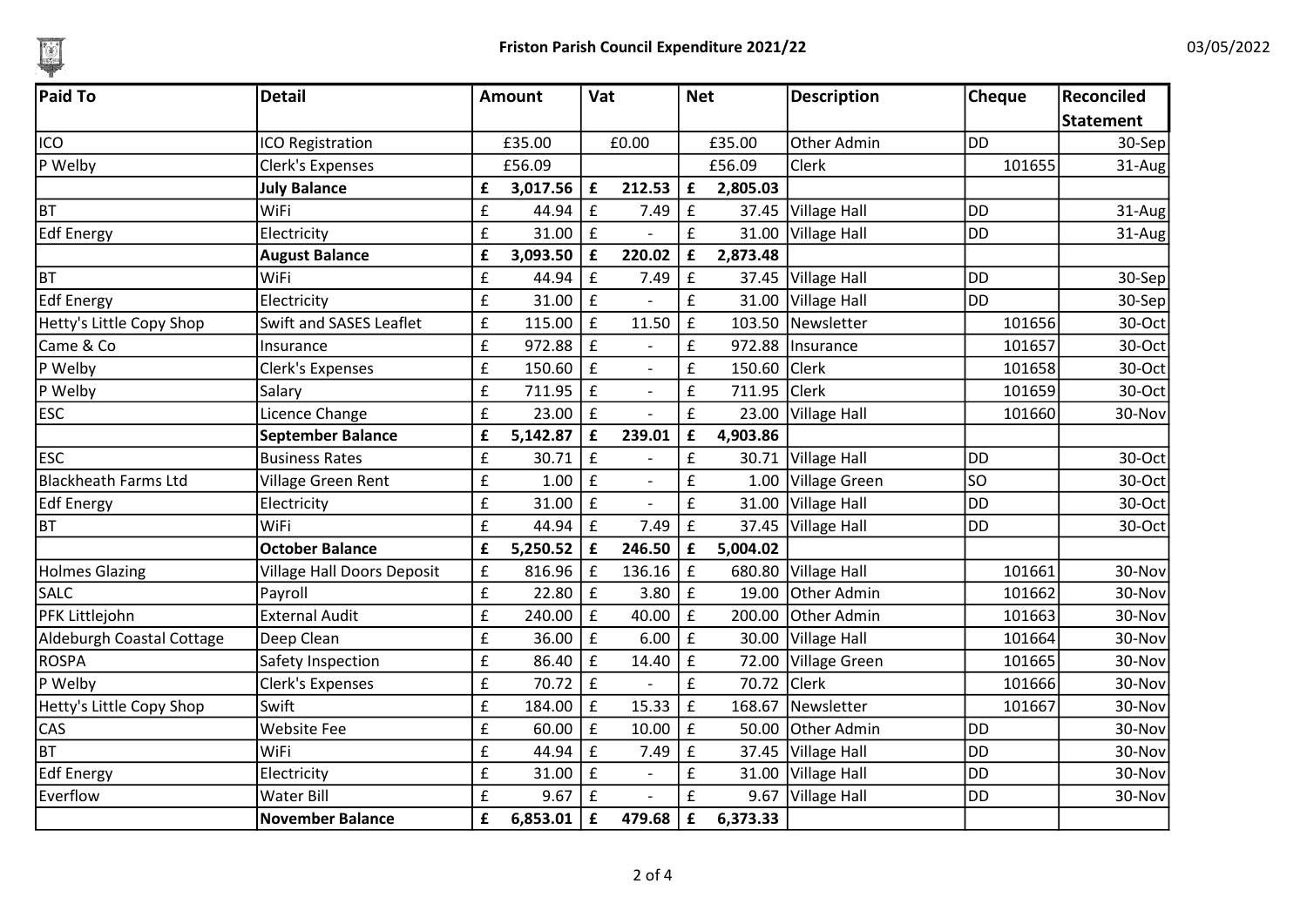## Friston Parish Council Expenditure 2021/22

03/05/2022

| Paid To | Detail | Amount | Vat | Net | Description | Cheque | Reconciled Statement |
|---|---|---|---|---|---|---|---|
| ICO | ICO Registration | £35.00 | £0.00 | £35.00 | Other Admin | DD | 30-Sep |
| P Welby | Clerk's Expenses | £56.09 | | £56.09 | Clerk | 101655 | 31-Aug |
| | **July Balance** | **£ 3,017.56** | **£ 212.53** | **£ 2,805.03** | | | |
| BT | WiFi | £ 44.94 | £ 7.49 | £ 37.45 | Village Hall | DD | 31-Aug |
| Edf Energy | Electricity | £ 31.00 | £ - | £ 31.00 | Village Hall | DD | 31-Aug |
| | **August Balance** | **£ 3,093.50** | **£ 220.02** | **£ 2,873.48** | | | |
| BT | WiFi | £ 44.94 | £ 7.49 | £ 37.45 | Village Hall | DD | 30-Sep |
| Edf Energy | Electricity | £ 31.00 | £ - | £ 31.00 | Village Hall | DD | 30-Sep |
| Hetty's Little Copy Shop | Swift and SASES Leaflet | £ 115.00 | £ 11.50 | £ 103.50 | Newsletter | 101656 | 30-Oct |
| Came & Co | Insurance | £ 972.88 | £ - | £ 972.88 | Insurance | 101657 | 30-Oct |
| P Welby | Clerk's Expenses | £ 150.60 | £ - | £ 150.60 | Clerk | 101658 | 30-Oct |
| P Welby | Salary | £ 711.95 | £ - | £ 711.95 | Clerk | 101659 | 30-Oct |
| ESC | Licence Change | £ 23.00 | £ - | £ 23.00 | Village Hall | 101660 | 30-Nov |
| | **September Balance** | **£ 5,142.87** | **£ 239.01** | **£ 4,903.86** | | | |
| ESC | Business Rates | £ 30.71 | £ - | £ 30.71 | Village Hall | DD | 30-Oct |
| Blackheath Farms Ltd | Village Green Rent | £ 1.00 | £ - | £ 1.00 | Village Green | SO | 30-Oct |
| Edf Energy | Electricity | £ 31.00 | £ - | £ 31.00 | Village Hall | DD | 30-Oct |
| BT | WiFi | £ 44.94 | £ 7.49 | £ 37.45 | Village Hall | DD | 30-Oct |
| | **October Balance** | **£ 5,250.52** | **£ 246.50** | **£ 5,004.02** | | | |
| Holmes Glazing | Village Hall Doors Deposit | £ 816.96 | £ 136.16 | £ 680.80 | Village Hall | 101661 | 30-Nov |
| SALC | Payroll | £ 22.80 | £ 3.80 | £ 19.00 | Other Admin | 101662 | 30-Nov |
| PFK Littlejohn | External Audit | £ 240.00 | £ 40.00 | £ 200.00 | Other Admin | 101663 | 30-Nov |
| Aldeburgh Coastal Cottage | Deep Clean | £ 36.00 | £ 6.00 | £ 30.00 | Village Hall | 101664 | 30-Nov |
| ROSPA | Safety Inspection | £ 86.40 | £ 14.40 | £ 72.00 | Village Green | 101665 | 30-Nov |
| P Welby | Clerk's Expenses | £ 70.72 | £ - | £ 70.72 | Clerk | 101666 | 30-Nov |
| Hetty's Little Copy Shop | Swift | £ 184.00 | £ 15.33 | £ 168.67 | Newsletter | 101667 | 30-Nov |
| CAS | Website Fee | £ 60.00 | £ 10.00 | £ 50.00 | Other Admin | DD | 30-Nov |
| BT | WiFi | £ 44.94 | £ 7.49 | £ 37.45 | Village Hall | DD | 30-Nov |
| Edf Energy | Electricity | £ 31.00 | £ - | £ 31.00 | Village Hall | DD | 30-Nov |
| Everflow | Water Bill | £ 9.67 | £ - | £ 9.67 | Village Hall | DD | 30-Nov |
| | **November Balance** | **£ 6,853.01** | **£ 479.68** | **£ 6,373.33** | | | |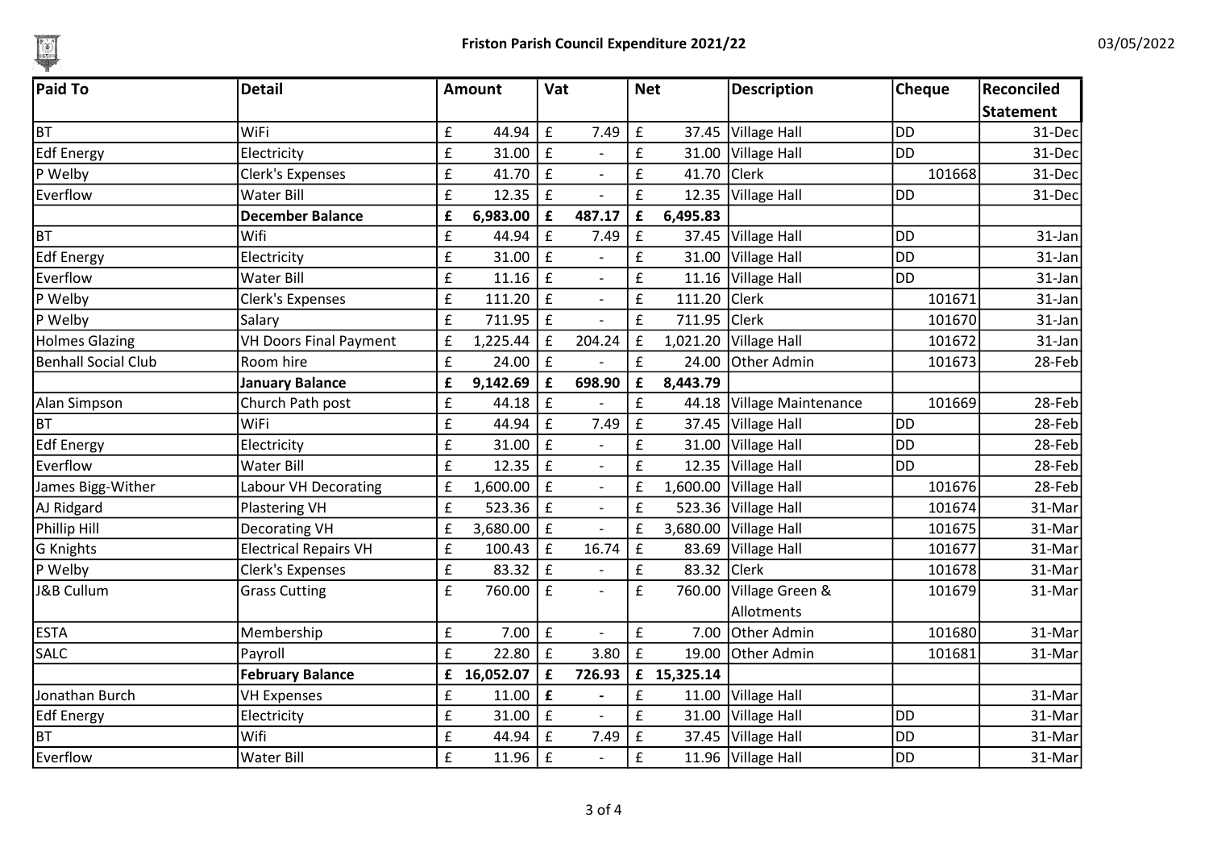## Friston Parish Council Expenditure 2021/22

03/05/2022

| Paid To | Detail | Amount | Vat | Net | Description | Cheque | Reconciled Statement |
|---|---|---|---|---|---|---|---|
| BT | WiFi | £ 44.94 | £ 7.49 | £ 37.45 | Village Hall | DD | 31-Dec |
| Edf Energy | Electricity | £ 31.00 | £ - | £ 31.00 | Village Hall | DD | 31-Dec |
| P Welby | Clerk's Expenses | £ 41.70 | £ - | £ 41.70 | Clerk | 101668 | 31-Dec |
| Everflow | Water Bill | £ 12.35 | £ - | £ 12.35 | Village Hall | DD | 31-Dec |
| | **December Balance** | **£ 6,983.00** | **£ 487.17** | **£ 6,495.83** | | | |
| BT | Wifi | £ 44.94 | £ 7.49 | £ 37.45 | Village Hall | DD | 31-Jan |
| Edf Energy | Electricity | £ 31.00 | £ - | £ 31.00 | Village Hall | DD | 31-Jan |
| Everflow | Water Bill | £ 11.16 | £ - | £ 11.16 | Village Hall | DD | 31-Jan |
| P Welby | Clerk's Expenses | £ 111.20 | £ - | £ 111.20 | Clerk | 101671 | 31-Jan |
| P Welby | Salary | £ 711.95 | £ - | £ 711.95 | Clerk | 101670 | 31-Jan |
| Holmes Glazing | VH Doors Final Payment | £ 1,225.44 | £ 204.24 | £ 1,021.20 | Village Hall | 101672 | 31-Jan |
| Benhall Social Club | Room hire | £ 24.00 | £ - | £ 24.00 | Other Admin | 101673 | 28-Feb |
| | **January Balance** | **£ 9,142.69** | **£ 698.90** | **£ 8,443.79** | | | |
| Alan Simpson | Church Path post | £ 44.18 | £ - | £ 44.18 | Village Maintenance | 101669 | 28-Feb |
| BT | WiFi | £ 44.94 | £ 7.49 | £ 37.45 | Village Hall | DD | 28-Feb |
| Edf Energy | Electricity | £ 31.00 | £ - | £ 31.00 | Village Hall | DD | 28-Feb |
| Everflow | Water Bill | £ 12.35 | £ - | £ 12.35 | Village Hall | DD | 28-Feb |
| James Bigg-Wither | Labour VH Decorating | £ 1,600.00 | £ - | £ 1,600.00 | Village Hall | 101676 | 28-Feb |
| AJ Ridgard | Plastering VH | £ 523.36 | £ - | £ 523.36 | Village Hall | 101674 | 31-Mar |
| Phillip Hill | Decorating VH | £ 3,680.00 | £ - | £ 3,680.00 | Village Hall | 101675 | 31-Mar |
| G Knights | Electrical Repairs VH | £ 100.43 | £ 16.74 | £ 83.69 | Village Hall | 101677 | 31-Mar |
| P Welby | Clerk's Expenses | £ 83.32 | £ - | £ 83.32 | Clerk | 101678 | 31-Mar |
| J&B Cullum | Grass Cutting | £ 760.00 | £ - | £ 760.00 | Village Green & Allotments | 101679 | 31-Mar |
| ESTA | Membership | £ 7.00 | £ - | £ 7.00 | Other Admin | 101680 | 31-Mar |
| SALC | Payroll | £ 22.80 | £ 3.80 | £ 19.00 | Other Admin | 101681 | 31-Mar |
| | **February Balance** | **£ 16,052.07** | **£ 726.93** | **£ 15,325.14** | | | |
| Jonathan Burch | VH Expenses | £ 11.00 | **£ -** | £ 11.00 | Village Hall | | 31-Mar |
| Edf Energy | Electricity | £ 31.00 | £ - | £ 31.00 | Village Hall | DD | 31-Mar |
| BT | Wifi | £ 44.94 | £ 7.49 | £ 37.45 | Village Hall | DD | 31-Mar |
| Everflow | Water Bill | £ 11.96 | £ - | £ 11.96 | Village Hall | DD | 31-Mar |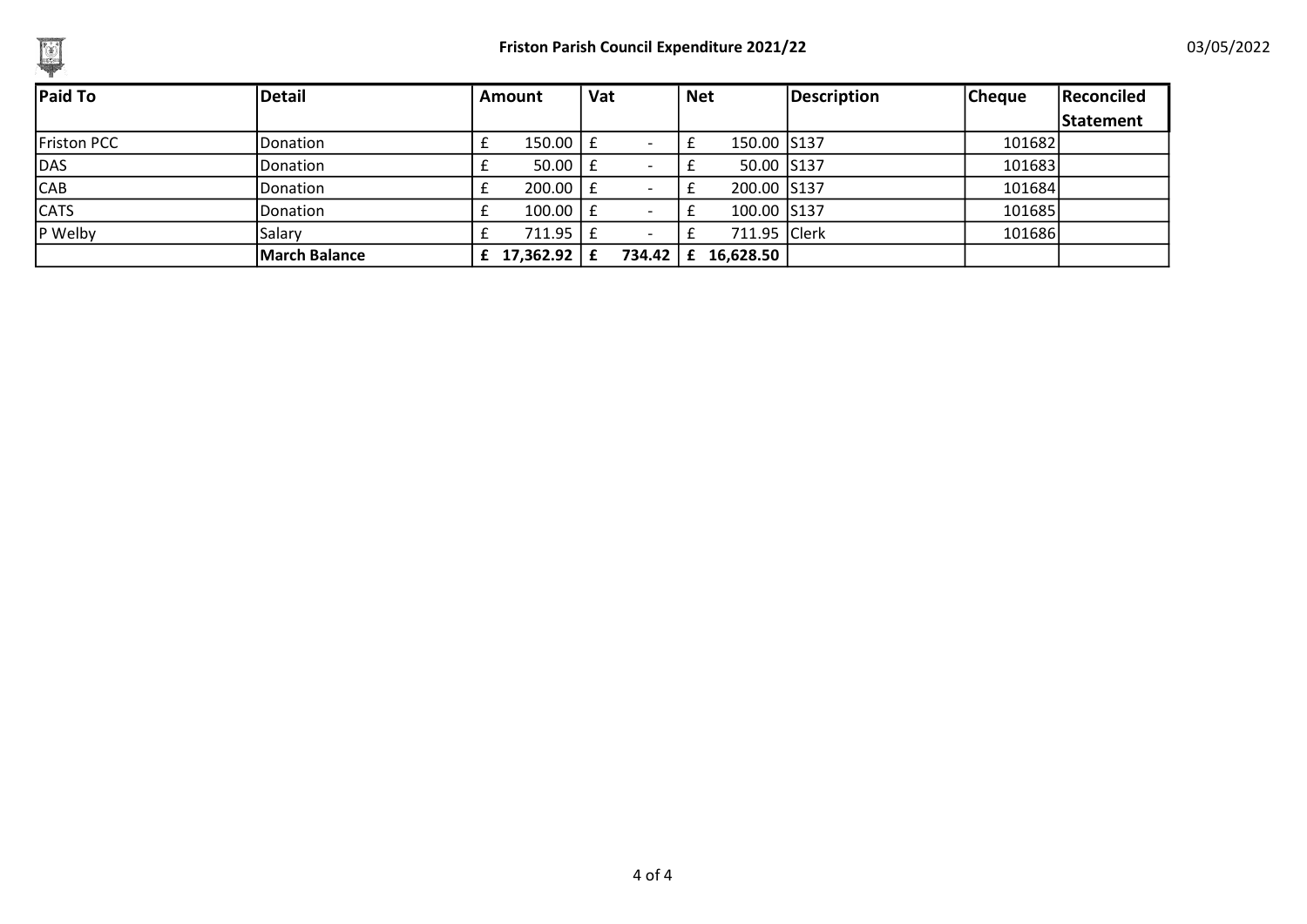**Friston Parish Council Expenditure 2021/22**

03/05/2022

| Paid To | Detail | Amount | Vat | Net | Description | Cheque | Reconciled Statement |
|---|---|---|---|---|---|---|---|
| Friston PCC | Donation | £ 150.00 | £ - | £ 150.00 | S137 | 101682 | |
| DAS | Donation | £ 50.00 | £ - | £ 50.00 | S137 | 101683 | |
| CAB | Donation | £ 200.00 | £ - | £ 200.00 | S137 | 101684 | |
| CATS | Donation | £ 100.00 | £ - | £ 100.00 | S137 | 101685 | |
| P Welby | Salary | £ 711.95 | £ - | £ 711.95 | Clerk | 101686 | |
| | **March Balance** | **£ 17,362.92** | **£ 734.42** | **£ 16,628.50** | | | |